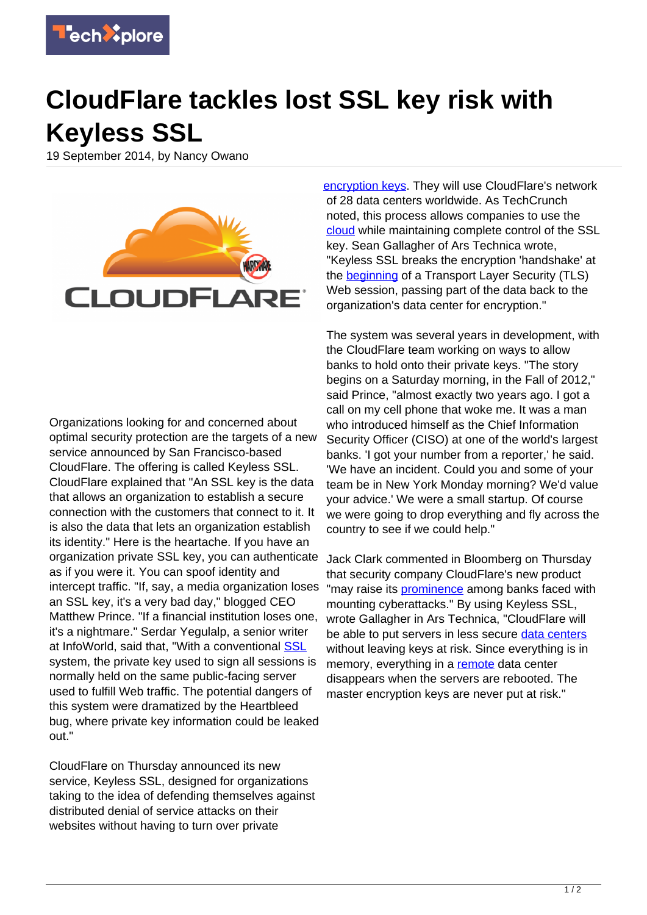# CloudFlare tackles lost SSL key risk with Keyless SSL

19 September 2014, by Nancy Owano

Organizations looking for and concerned about optimal security protection are the targets of a new service announced by San Francisco-based CloudFlare. The offering is called Keyless SSL. CloudFlare explained that "An SSL key is the data that allows an organization to establish a secure connection with the customers that connect to it. It is also the data that lets an organization establish its identity." Here is the heartache. If you have an organization private SSL key, you can authenticate as if you were it. You can spoof identity and intercept traffic. "If, say, a media organization loses an SSL key, it's a very bad day," blogged CEO Matthew Prince. "If a financial institution loses one, it's a nightmare." Serdar Yegulalp, a senior writer at InfoWorld, said that, "With a conventional SSL system, the private key used to sign all sessions is normally held on the same public-facing server used to fulfill Web traffic. The potential dangers of this system were dramatized by the Heartbleed bug, where private key information could be leaked out."

CloudFlare on Thursday announced its new service, Keyless SSL, designed for organizations taking to the idea of defending themselves against distributed denial of service attacks on their websites without having to turn over private encryption keys. They will use CloudFlare's network of 28 data centers worldwide. As TechCrunch noted, this process allows companies to use the cloud while maintaining complete control of the SSL key. Sean Gallagher of Ars Technica wrote, "Keyless SSL breaks the encryption 'handshake' at the beginning of a Transport Layer Security (TLS) Web session, passing part of the data back to the organization's data center for encryption."

The system was several years in development, with the CloudFlare team working on ways to allow banks to hold onto their private keys. "The story begins on a Saturday morning, in the Fall of 2012," said Prince, "almost exactly two years ago. I got a call on my cell phone that woke me. It was a man who introduced himself as the Chief Information Security Officer (CISO) at one of the world's largest banks. 'I got your number from a reporter,' he said. 'We have an incident. Could you and some of your team be in New York Monday morning? We'd value your advice.' We were a small startup. Of course we were going to drop everything and fly across the country to see if we could help."

Jack Clark commented in Bloomberg on Thursday that security company CloudFlare's new product "may raise its prominence among banks faced with mounting cyberattacks." By using Keyless SSL, wrote Gallagher in Ars Technica, "CloudFlare will be able to put servers in less secure data centers without leaving keys at risk. Since everything is in memory, everything in a remote data center disappears when the servers are rebooted. The master encryption keys are never put at risk."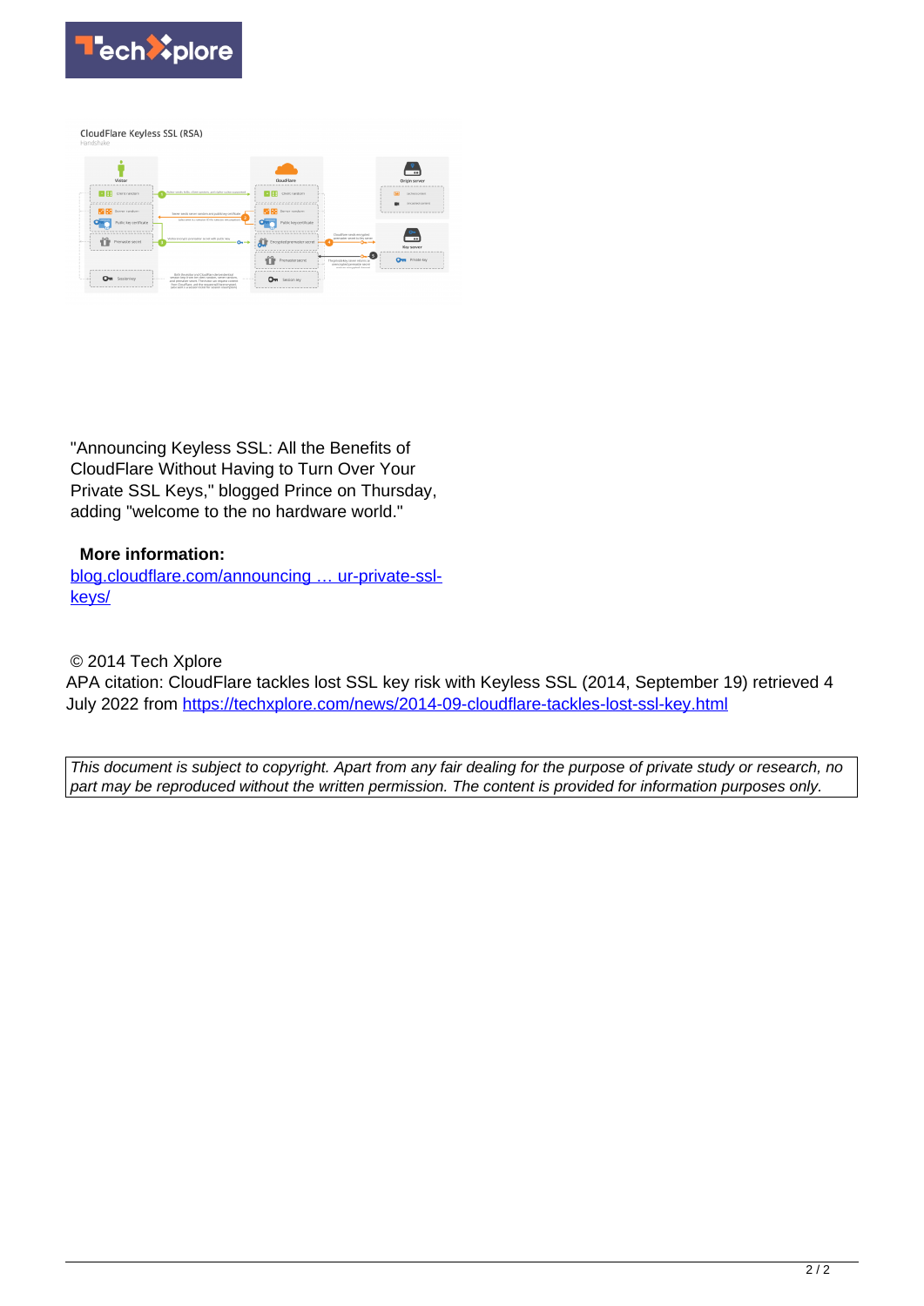"Announcing Keyless SSL: All the Benefits of CloudFlare Without Having to Turn Over Your Private SSL Keys," blogged Prince on Thursday, adding "welcome to the no hardware world."

**More information:**
blog.cloudflare.com/announcing … ur-private-ssl-keys/

© 2014 Tech Xplore

APA citation: CloudFlare tackles lost SSL key risk with Keyless SSL (2014, September 19) retrieved 4 July 2022 from https://techxplore.com/news/2014-09-cloudflare-tackles-lost-ssl-key.html

*This document is subject to copyright. Apart from any fair dealing for the purpose of private study or research, no part may be reproduced without the written permission. The content is provided for information purposes only.*